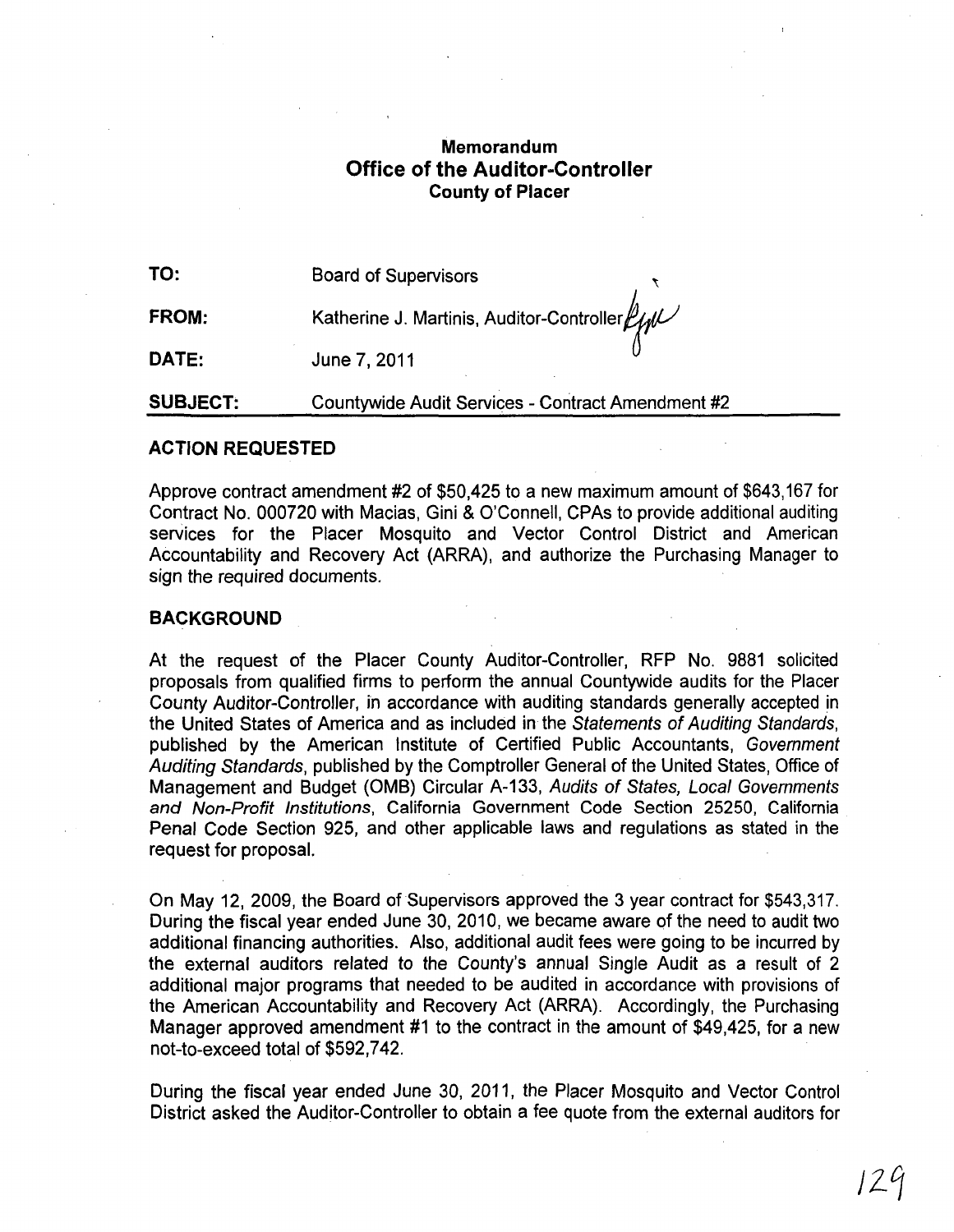# Memorandum
## Office of the Auditor-Controller
### County of Placer

**TO:** Board of Supervisors

**FROM:** Katherine J. Martinis, Auditor-Controller

**DATE:** June 7, 2011

**SUBJECT:** Countywide Audit Services - Contract Amendment #2

## ACTION REQUESTED

Approve contract amendment #2 of $50,425 to a new maximum amount of $643,167 for Contract No. 000720 with Macias, Gini & O'Connell, CPAs to provide additional auditing services for the Placer Mosquito and Vector Control District and American Accountability and Recovery Act (ARRA), and authorize the Purchasing Manager to sign the required documents.

## BACKGROUND

At the request of the Placer County Auditor-Controller, RFP No. 9881 solicited proposals from qualified firms to perform the annual Countywide audits for the Placer County Auditor-Controller, in accordance with auditing standards generally accepted in the United States of America and as included in the *Statements of Auditing Standards*, published by the American Institute of Certified Public Accountants, *Government Auditing Standards*, published by the Comptroller General of the United States, Office of Management and Budget (OMB) Circular A-133, *Audits of States, Local Governments and Non-Profit Institutions*, California Government Code Section 25250, California Penal Code Section 925, and other applicable laws and regulations as stated in the request for proposal.

On May 12, 2009, the Board of Supervisors approved the 3 year contract for $543,317. During the fiscal year ended June 30, 2010, we became aware of the need to audit two additional financing authorities. Also, additional audit fees were going to be incurred by the external auditors related to the County's annual Single Audit as a result of 2 additional major programs that needed to be audited in accordance with provisions of the American Accountability and Recovery Act (ARRA). Accordingly, the Purchasing Manager approved amendment #1 to the contract in the amount of $49,425, for a new not-to-exceed total of $592,742.

During the fiscal year ended June 30, 2011, the Placer Mosquito and Vector Control District asked the Auditor-Controller to obtain a fee quote from the external auditors for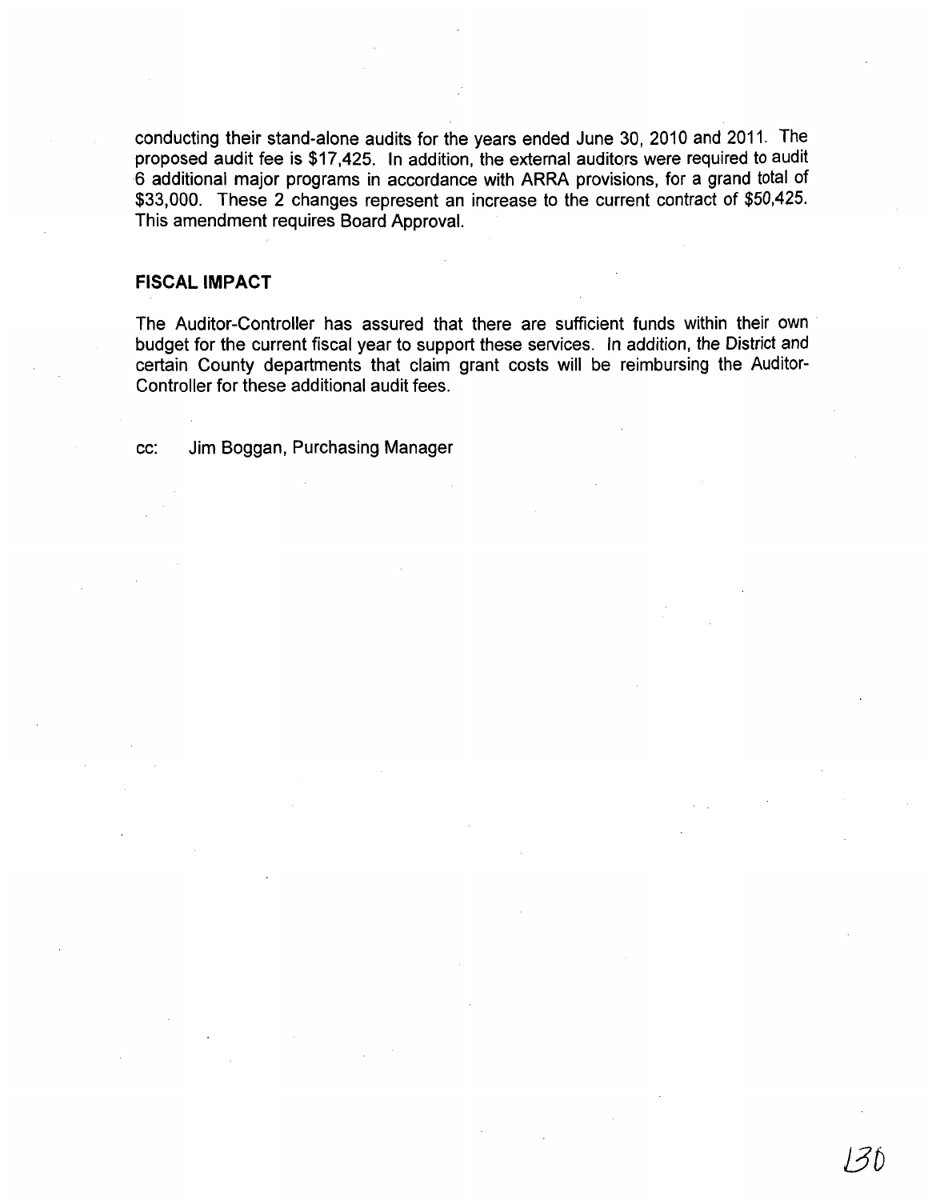conducting their stand-alone audits for the years ended June 30, 2010 and 2011. The proposed audit fee is $17,425. In addition, the external auditors were required to audit 6 additional major programs in accordance with ARRA provisions, for a grand total of $33,000. These 2 changes represent an increase to the current contract of $50,425. This amendment requires Board Approval.

**FISCAL IMPACT**

The Auditor-Controller has assured that there are sufficient funds within their own budget for the current fiscal year to support these services. In addition, the District and certain County departments that claim grant costs will be reimbursing the Auditor-Controller for these additional audit fees.

cc: Jim Boggan, Purchasing Manager